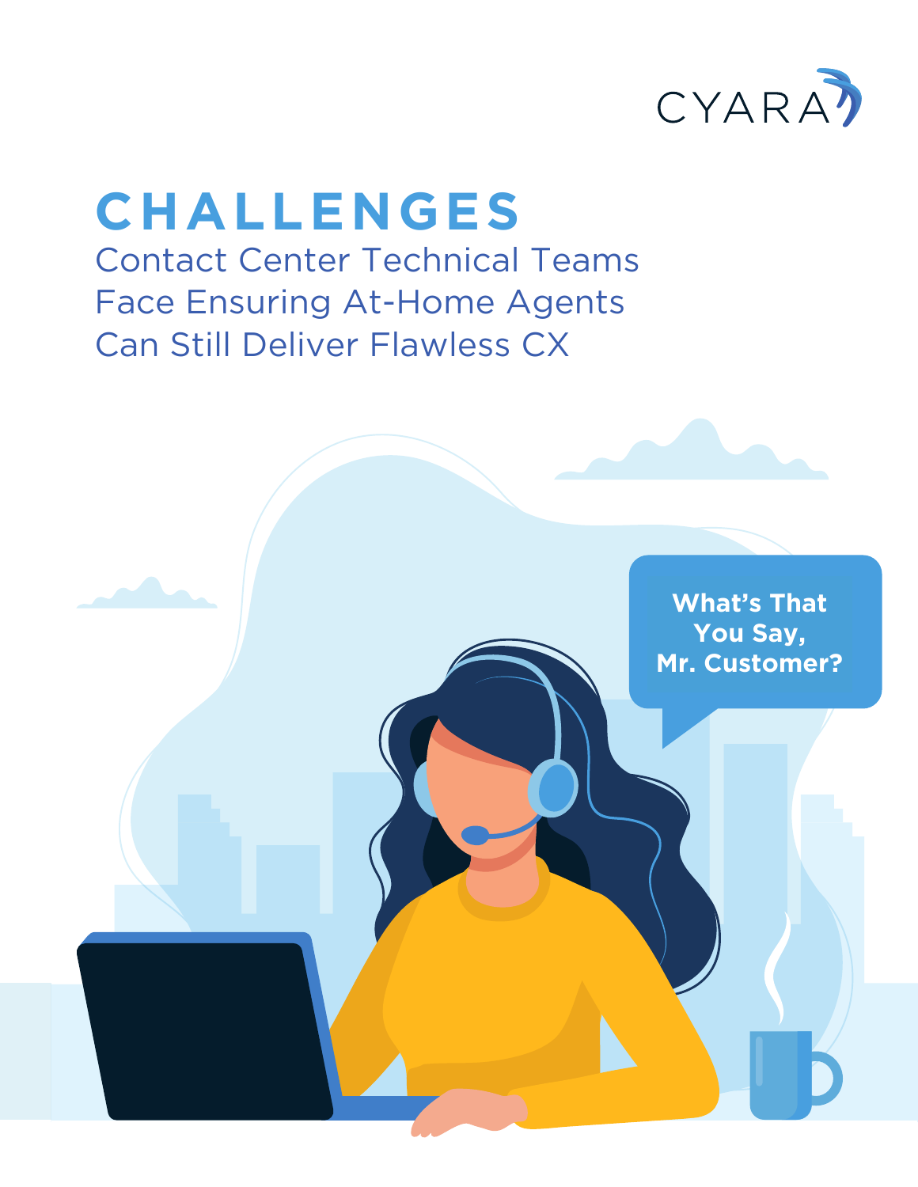CYARA

# CHALLENGES

## Contact Center Technical Teams Face Ensuring At-Home Agents Can Still Deliver Flawless CX

What's That You Say, Mr. Customer?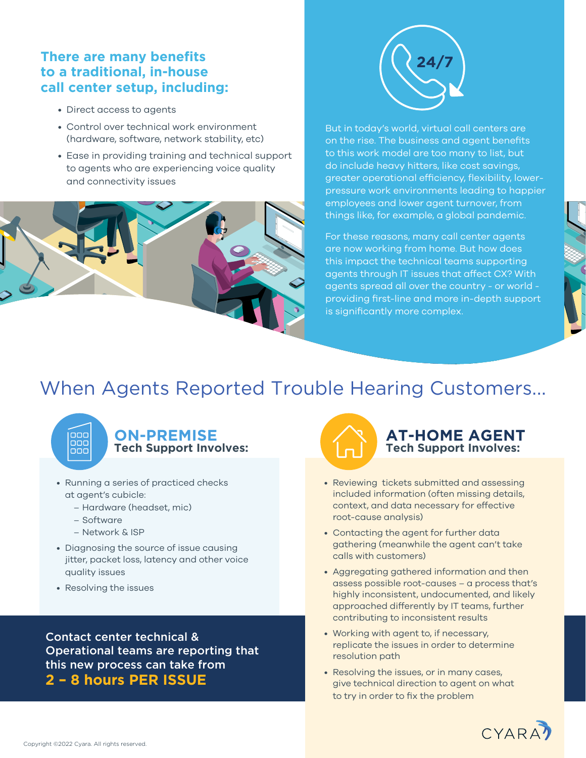### There are many benefits to a traditional, in-house call center setup, including:

- Direct access to agents
- Control over technical work environment (hardware, software, network stability, etc)
- Ease in providing training and technical support to agents who are experiencing voice quality and connectivity issues

24/7

But in today's world, virtual call centers are on the rise. The business and agent benefits to this work model are too many to list, but do include heavy hitters, like cost savings, greater operational efficiency, flexibility, lower-pressure work environments leading to happier employees and lower agent turnover, from things like, for example, a global pandemic.

For these reasons, many call center agents are now working from home. But how does this impact the technical teams supporting agents through IT issues that affect CX? With agents spread all over the country - or world - providing first-line and more in-depth support is significantly more complex.

## When Agents Reported Trouble Hearing Customers...

### ON-PREMISE Tech Support Involves:

- Running a series of practiced checks at agent's cubicle:
  - Hardware (headset, mic)
  - Software
  - Network & ISP
- Diagnosing the source of issue causing jitter, packet loss, latency and other voice quality issues
- Resolving the issues

### AT-HOME AGENT Tech Support Involves:

- Reviewing tickets submitted and assessing included information (often missing details, context, and data necessary for effective root-cause analysis)
- Contacting the agent for further data gathering (meanwhile the agent can't take calls with customers)
- Aggregating gathered information and then assess possible root-causes – a process that's highly inconsistent, undocumented, and likely approached differently by IT teams, further contributing to inconsistent results
- Working with agent to, if necessary, replicate the issues in order to determine resolution path
- Resolving the issues, or in many cases, give technical direction to agent on what to try in order to fix the problem

**Contact center technical & Operational teams are reporting that this new process can take from**
**2 – 8 hours PER ISSUE**

CYARA

Copyright ©2022 Cyara. All rights reserved.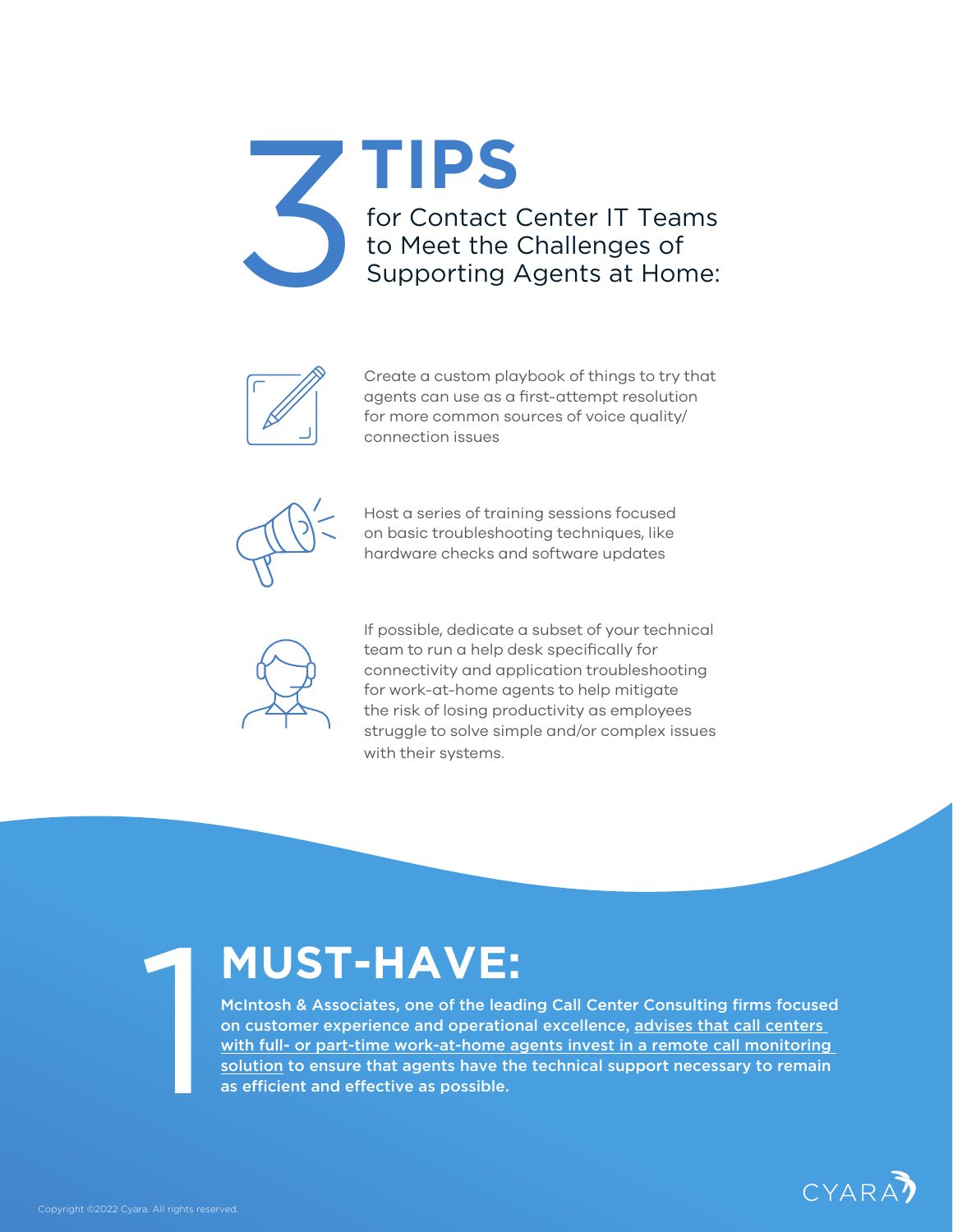# 3 TIPS for Contact Center IT Teams to Meet the Challenges of Supporting Agents at Home:

- Create a custom playbook of things to try that agents can use as a first-attempt resolution for more common sources of voice quality/connection issues

- Host a series of training sessions focused on basic troubleshooting techniques, like hardware checks and software updates

- If possible, dedicate a subset of your technical team to run a help desk specifically for connectivity and application troubleshooting for work-at-home agents to help mitigate the risk of losing productivity as employees struggle to solve simple and/or complex issues with their systems.

# 1 MUST-HAVE:

**McIntosh & Associates, one of the leading Call Center Consulting firms focused on customer experience and operational excellence, advises that call centers with full- or part-time work-at-home agents invest in a remote call monitoring solution to ensure that agents have the technical support necessary to remain as efficient and effective as possible.**

Copyright ©2022 Cyara. All rights reserved.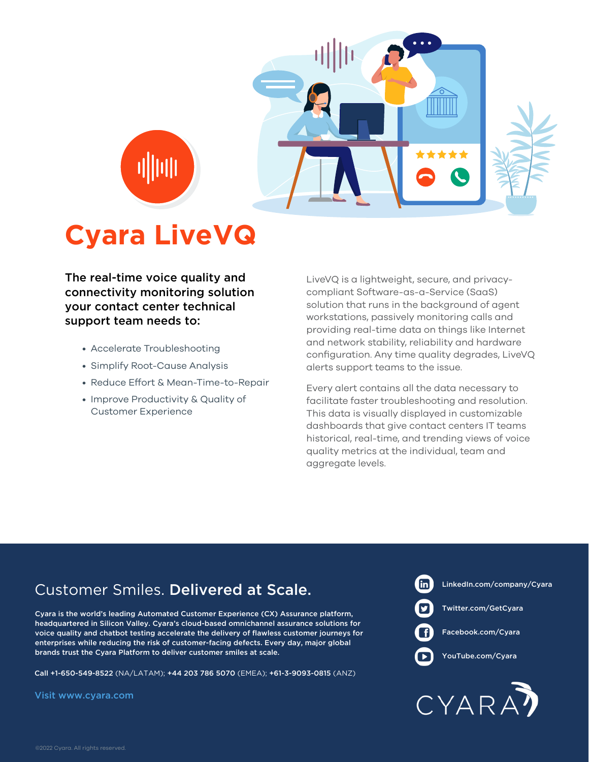# Cyara LiveVQ

**The real-time voice quality and connectivity monitoring solution your contact center technical support team needs to:**

- Accelerate Troubleshooting
- Simplify Root-Cause Analysis
- Reduce Effort & Mean-Time-to-Repair
- Improve Productivity & Quality of Customer Experience

LiveVQ is a lightweight, secure, and privacy-compliant Software-as-a-Service (SaaS) solution that runs in the background of agent workstations, passively monitoring calls and providing real-time data on things like Internet and network stability, reliability and hardware configuration. Any time quality degrades, LiveVQ alerts support teams to the issue.

Every alert contains all the data necessary to facilitate faster troubleshooting and resolution. This data is visually displayed in customizable dashboards that give contact centers IT teams historical, real-time, and trending views of voice quality metrics at the individual, team and aggregate levels.

## Customer Smiles. **Delivered at Scale.**

**Cyara is the world's leading Automated Customer Experience (CX) Assurance platform, headquartered in Silicon Valley. Cyara's cloud-based omnichannel assurance solutions for voice quality and chatbot testing accelerate the delivery of flawless customer journeys for enterprises while reducing the risk of customer-facing defects. Every day, major global brands trust the Cyara Platform to deliver customer smiles at scale.**

**Call +1-650-549-8522** (NA/LATAM); **+44 203 786 5070** (EMEA); **+61-3-9093-0815** (ANZ)

Visit www.cyara.com

LinkedIn.com/company/Cyara

Twitter.com/GetCyara

Facebook.com/Cyara

YouTube.com/Cyara

CYARA

©2022 Cyara. All rights reserved.